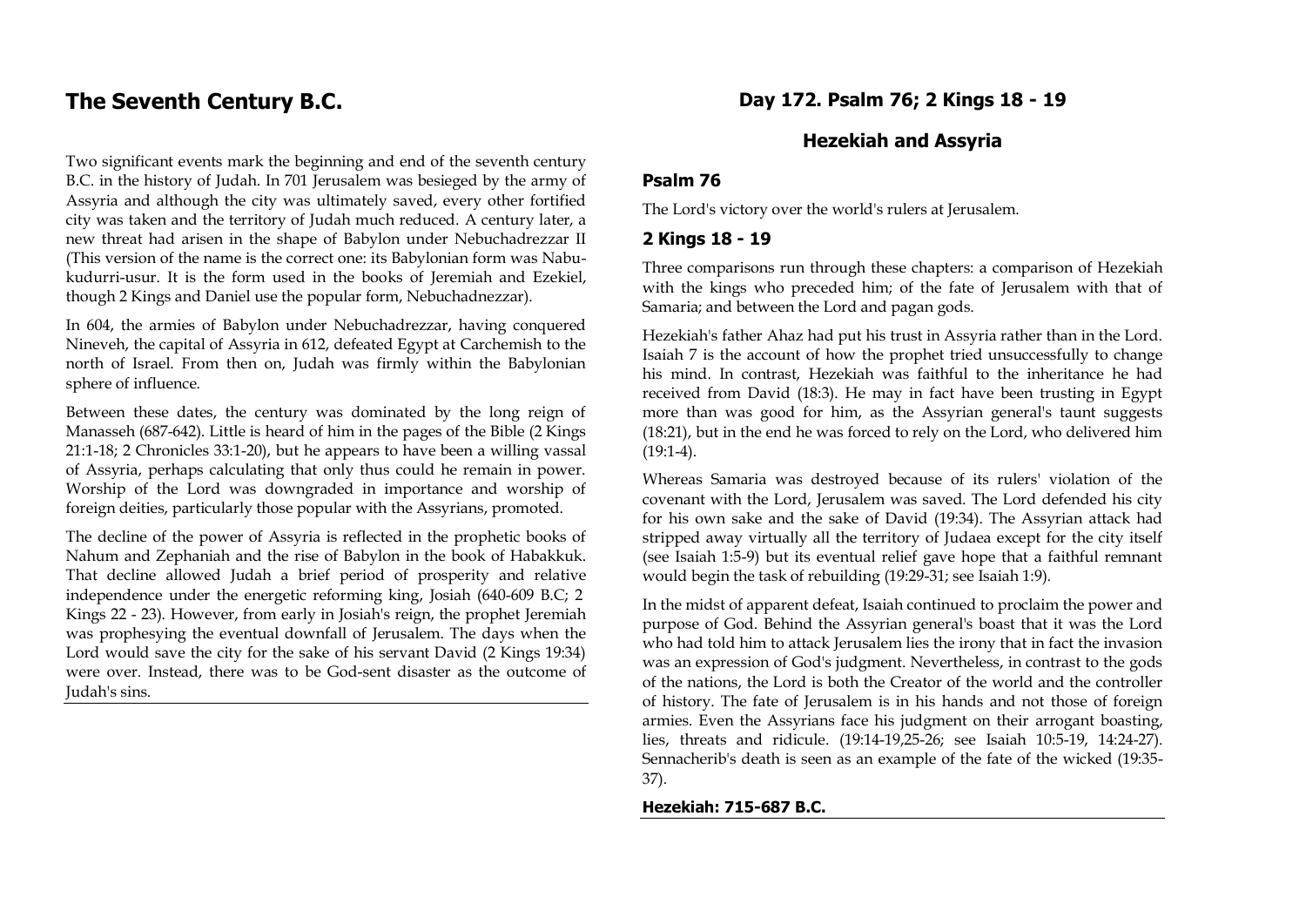# The Seventh Century B.C.

Two significant events mark the beginning and end of the seventh century B.C. in the history of Judah. In 701 Jerusalem was besieged by the army of Assyria and although the city was ultimately saved, every other fortified city was taken and the territory of Judah much reduced. A century later, a new threat had arisen in the shape of Babylon under Nebuchadrezzar II (This version of the name is the correct one: its Babylonian form was Nabu-kudurri-usur. It is the form used in the books of Jeremiah and Ezekiel, though 2 Kings and Daniel use the popular form, Nebuchadnezzar).

In 604, the armies of Babylon under Nebuchadrezzar, having conquered Nineveh, the capital of Assyria in 612, defeated Egypt at Carchemish to the north of Israel. From then on, Judah was firmly within the Babylonian sphere of influence.

Between these dates, the century was dominated by the long reign of Manasseh (687-642). Little is heard of him in the pages of the Bible (2 Kings 21:1-18; 2 Chronicles 33:1-20), but he appears to have been a willing vassal of Assyria, perhaps calculating that only thus could he remain in power. Worship of the Lord was downgraded in importance and worship of foreign deities, particularly those popular with the Assyrians, promoted.

The decline of the power of Assyria is reflected in the prophetic books of Nahum and Zephaniah and the rise of Babylon in the book of Habakkuk. That decline allowed Judah a brief period of prosperity and relative independence under the energetic reforming king, Josiah (640-609 B.C; 2 Kings 22 - 23). However, from early in Josiah's reign, the prophet Jeremiah was prophesying the eventual downfall of Jerusalem. The days when the Lord would save the city for the sake of his servant David (2 Kings 19:34) were over. Instead, there was to be God-sent disaster as the outcome of Judah's sins.

## Day 172. Psalm 76; 2 Kings 18 - 19

## Hezekiah and Assyria

### Psalm 76

The Lord's victory over the world's rulers at Jerusalem.

### 2 Kings 18 - 19

Three comparisons run through these chapters: a comparison of Hezekiah with the kings who preceded him; of the fate of Jerusalem with that of Samaria; and between the Lord and pagan gods.

Hezekiah's father Ahaz had put his trust in Assyria rather than in the Lord. Isaiah 7 is the account of how the prophet tried unsuccessfully to change his mind. In contrast, Hezekiah was faithful to the inheritance he had received from David (18:3). He may in fact have been trusting in Egypt more than was good for him, as the Assyrian general's taunt suggests (18:21), but in the end he was forced to rely on the Lord, who delivered him (19:1-4).

Whereas Samaria was destroyed because of its rulers' violation of the covenant with the Lord, Jerusalem was saved. The Lord defended his city for his own sake and the sake of David (19:34). The Assyrian attack had stripped away virtually all the territory of Judaea except for the city itself (see Isaiah 1:5-9) but its eventual relief gave hope that a faithful remnant would begin the task of rebuilding (19:29-31; see Isaiah 1:9).

In the midst of apparent defeat, Isaiah continued to proclaim the power and purpose of God. Behind the Assyrian general's boast that it was the Lord who had told him to attack Jerusalem lies the irony that in fact the invasion was an expression of God's judgment. Nevertheless, in contrast to the gods of the nations, the Lord is both the Creator of the world and the controller of history. The fate of Jerusalem is in his hands and not those of foreign armies. Even the Assyrians face his judgment on their arrogant boasting, lies, threats and ridicule. (19:14-19,25-26; see Isaiah 10:5-19, 14:24-27). Sennacherib's death is seen as an example of the fate of the wicked (19:35-37).

**Hezekiah: 715-687 B.C.**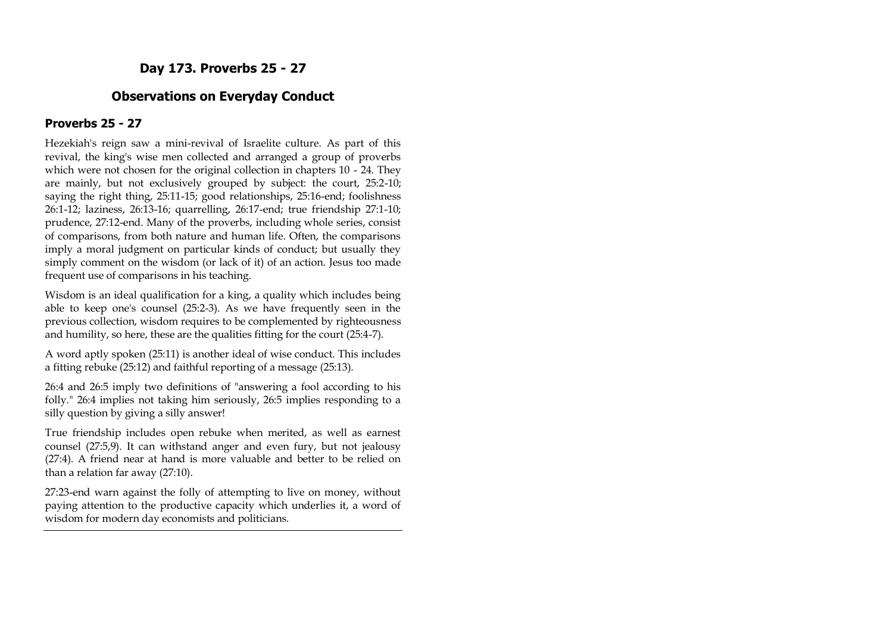## Day 173. Proverbs 25 - 27

## Observations on Everyday Conduct

### Proverbs 25 - 27

Hezekiah's reign saw a mini-revival of Israelite culture. As part of this revival, the king's wise men collected and arranged a group of proverbs which were not chosen for the original collection in chapters 10 - 24. They are mainly, but not exclusively grouped by subject: the court, 25:2-10; saying the right thing, 25:11-15; good relationships, 25:16-end; foolishness 26:1-12; laziness, 26:13-16; quarrelling, 26:17-end; true friendship 27:1-10; prudence, 27:12-end. Many of the proverbs, including whole series, consist of comparisons, from both nature and human life. Often, the comparisons imply a moral judgment on particular kinds of conduct; but usually they simply comment on the wisdom (or lack of it) of an action. Jesus too made frequent use of comparisons in his teaching.

Wisdom is an ideal qualification for a king, a quality which includes being able to keep one's counsel (25:2-3). As we have frequently seen in the previous collection, wisdom requires to be complemented by righteousness and humility, so here, these are the qualities fitting for the court (25:4-7).

A word aptly spoken (25:11) is another ideal of wise conduct. This includes a fitting rebuke (25:12) and faithful reporting of a message (25:13).

26:4 and 26:5 imply two definitions of "answering a fool according to his folly." 26:4 implies not taking him seriously, 26:5 implies responding to a silly question by giving a silly answer!

True friendship includes open rebuke when merited, as well as earnest counsel (27:5,9). It can withstand anger and even fury, but not jealousy (27:4). A friend near at hand is more valuable and better to be relied on than a relation far away (27:10).

27:23-end warn against the folly of attempting to live on money, without paying attention to the productive capacity which underlies it, a word of wisdom for modern day economists and politicians.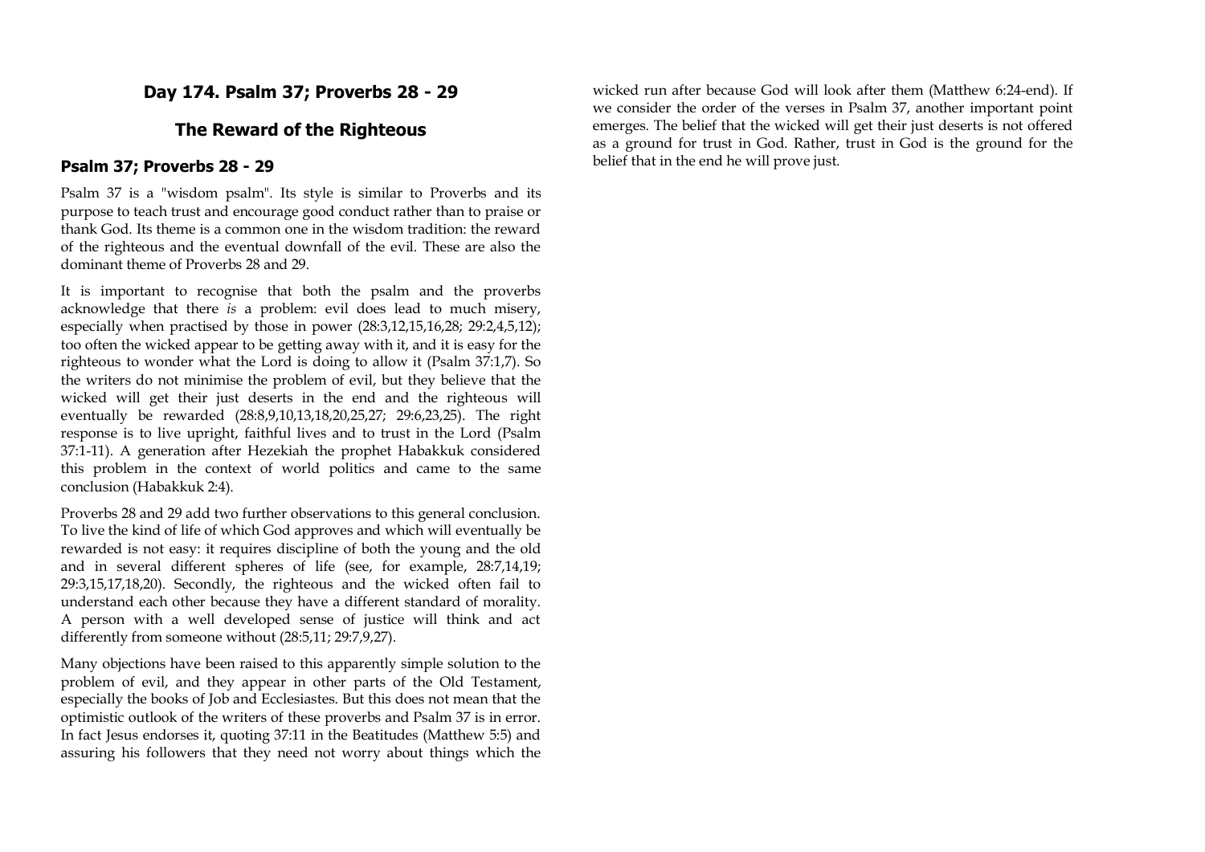## Day 174. Psalm 37; Proverbs 28 - 29

## The Reward of the Righteous

### Psalm 37; Proverbs 28 - 29

Psalm 37 is a "wisdom psalm". Its style is similar to Proverbs and its purpose to teach trust and encourage good conduct rather than to praise or thank God. Its theme is a common one in the wisdom tradition: the reward of the righteous and the eventual downfall of the evil. These are also the dominant theme of Proverbs 28 and 29.

It is important to recognise that both the psalm and the proverbs acknowledge that there *is* a problem: evil does lead to much misery, especially when practised by those in power (28:3,12,15,16,28; 29:2,4,5,12); too often the wicked appear to be getting away with it, and it is easy for the righteous to wonder what the Lord is doing to allow it (Psalm 37:1,7). So the writers do not minimise the problem of evil, but they believe that the wicked will get their just deserts in the end and the righteous will eventually be rewarded (28:8,9,10,13,18,20,25,27; 29:6,23,25). The right response is to live upright, faithful lives and to trust in the Lord (Psalm 37:1-11). A generation after Hezekiah the prophet Habakkuk considered this problem in the context of world politics and came to the same conclusion (Habakkuk 2:4).

Proverbs 28 and 29 add two further observations to this general conclusion. To live the kind of life of which God approves and which will eventually be rewarded is not easy: it requires discipline of both the young and the old and in several different spheres of life (see, for example, 28:7,14,19; 29:3,15,17,18,20). Secondly, the righteous and the wicked often fail to understand each other because they have a different standard of morality. A person with a well developed sense of justice will think and act differently from someone without (28:5,11; 29:7,9,27).

Many objections have been raised to this apparently simple solution to the problem of evil, and they appear in other parts of the Old Testament, especially the books of Job and Ecclesiastes. But this does not mean that the optimistic outlook of the writers of these proverbs and Psalm 37 is in error. In fact Jesus endorses it, quoting 37:11 in the Beatitudes (Matthew 5:5) and assuring his followers that they need not worry about things which the wicked run after because God will look after them (Matthew 6:24-end). If we consider the order of the verses in Psalm 37, another important point emerges. The belief that the wicked will get their just deserts is not offered as a ground for trust in God. Rather, trust in God is the ground for the belief that in the end he will prove just.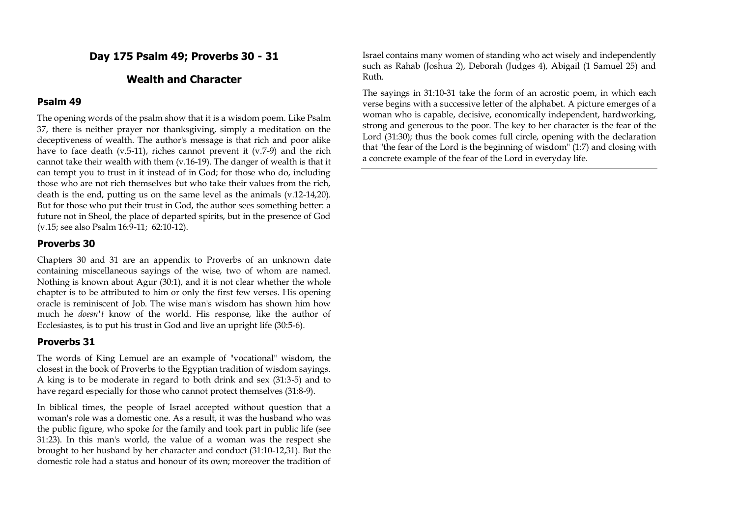## Day 175 Psalm 49; Proverbs 30 - 31

## Wealth and Character

### Psalm 49

The opening words of the psalm show that it is a wisdom poem. Like Psalm 37, there is neither prayer nor thanksgiving, simply a meditation on the deceptiveness of wealth. The author's message is that rich and poor alike have to face death (v.5-11), riches cannot prevent it (v.7-9) and the rich cannot take their wealth with them (v.16-19). The danger of wealth is that it can tempt you to trust in it instead of in God; for those who do, including those who are not rich themselves but who take their values from the rich, death is the end, putting us on the same level as the animals (v.12-14,20). But for those who put their trust in God, the author sees something better: a future not in Sheol, the place of departed spirits, but in the presence of God (v.15; see also Psalm 16:9-11; 62:10-12).

### Proverbs 30

Chapters 30 and 31 are an appendix to Proverbs of an unknown date containing miscellaneous sayings of the wise, two of whom are named. Nothing is known about Agur (30:1), and it is not clear whether the whole chapter is to be attributed to him or only the first few verses. His opening oracle is reminiscent of Job. The wise man's wisdom has shown him how much he *doesn't* know of the world. His response, like the author of Ecclesiastes, is to put his trust in God and live an upright life (30:5-6).

### Proverbs 31

The words of King Lemuel are an example of "vocational" wisdom, the closest in the book of Proverbs to the Egyptian tradition of wisdom sayings. A king is to be moderate in regard to both drink and sex (31:3-5) and to have regard especially for those who cannot protect themselves (31:8-9).

In biblical times, the people of Israel accepted without question that a woman's role was a domestic one. As a result, it was the husband who was the public figure, who spoke for the family and took part in public life (see 31:23). In this man's world, the value of a woman was the respect she brought to her husband by her character and conduct (31:10-12,31). But the domestic role had a status and honour of its own; moreover the tradition of Israel contains many women of standing who act wisely and independently such as Rahab (Joshua 2), Deborah (Judges 4), Abigail (1 Samuel 25) and Ruth.

The sayings in 31:10-31 take the form of an acrostic poem, in which each verse begins with a successive letter of the alphabet. A picture emerges of a woman who is capable, decisive, economically independent, hardworking, strong and generous to the poor. The key to her character is the fear of the Lord (31:30); thus the book comes full circle, opening with the declaration that "the fear of the Lord is the beginning of wisdom" (1:7) and closing with a concrete example of the fear of the Lord in everyday life.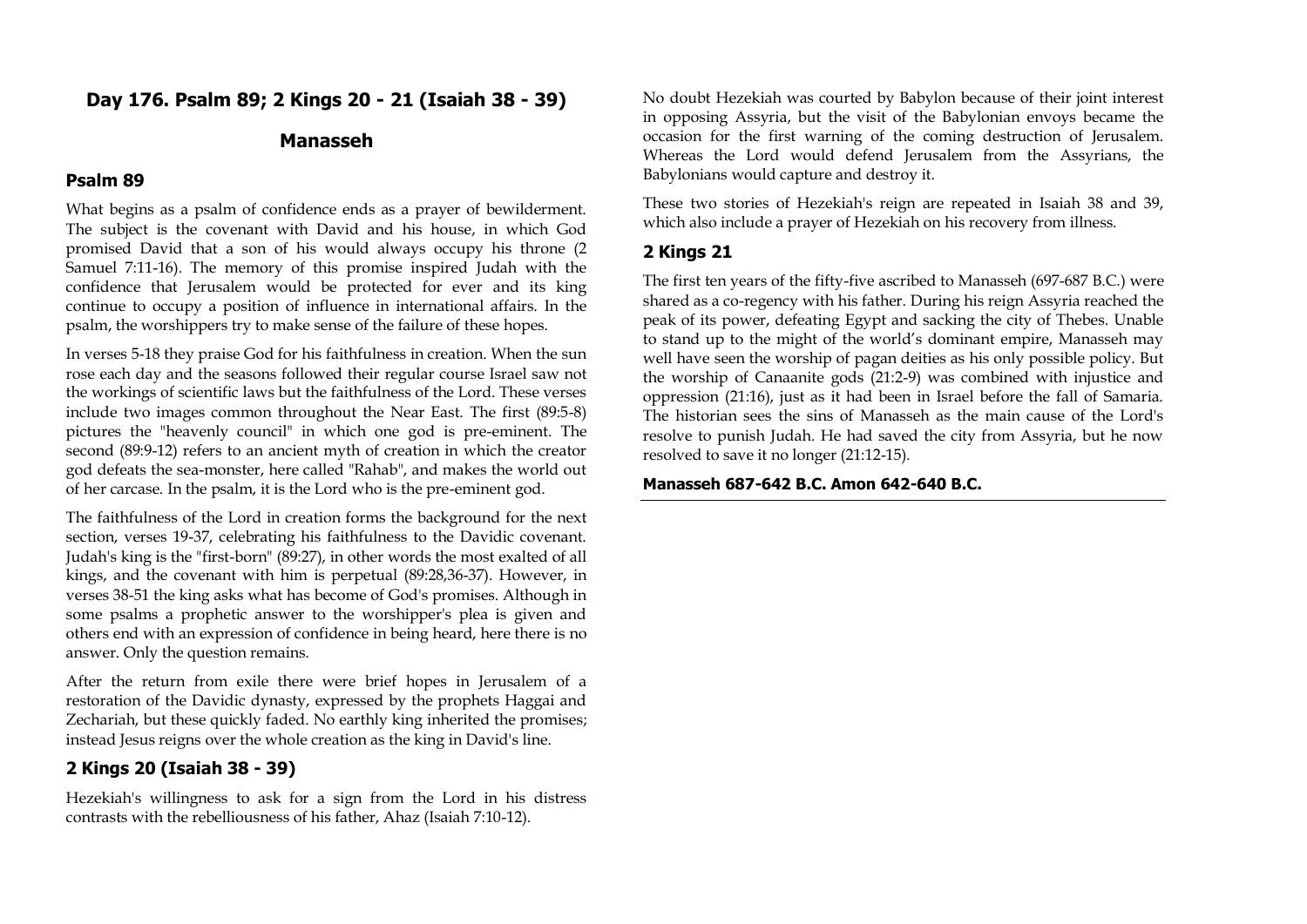## Day 176. Psalm 89; 2 Kings 20 - 21 (Isaiah 38 - 39)

## Manasseh

### Psalm 89

What begins as a psalm of confidence ends as a prayer of bewilderment. The subject is the covenant with David and his house, in which God promised David that a son of his would always occupy his throne (2 Samuel 7:11-16). The memory of this promise inspired Judah with the confidence that Jerusalem would be protected for ever and its king continue to occupy a position of influence in international affairs. In the psalm, the worshippers try to make sense of the failure of these hopes.

In verses 5-18 they praise God for his faithfulness in creation. When the sun rose each day and the seasons followed their regular course Israel saw not the workings of scientific laws but the faithfulness of the Lord. These verses include two images common throughout the Near East. The first (89:5-8) pictures the "heavenly council" in which one god is pre-eminent. The second (89:9-12) refers to an ancient myth of creation in which the creator god defeats the sea-monster, here called "Rahab", and makes the world out of her carcase. In the psalm, it is the Lord who is the pre-eminent god.

The faithfulness of the Lord in creation forms the background for the next section, verses 19-37, celebrating his faithfulness to the Davidic covenant. Judah's king is the "first-born" (89:27), in other words the most exalted of all kings, and the covenant with him is perpetual (89:28,36-37). However, in verses 38-51 the king asks what has become of God's promises. Although in some psalms a prophetic answer to the worshipper's plea is given and others end with an expression of confidence in being heard, here there is no answer. Only the question remains.

After the return from exile there were brief hopes in Jerusalem of a restoration of the Davidic dynasty, expressed by the prophets Haggai and Zechariah, but these quickly faded. No earthly king inherited the promises; instead Jesus reigns over the whole creation as the king in David's line.

### 2 Kings 20 (Isaiah 38 - 39)

Hezekiah's willingness to ask for a sign from the Lord in his distress contrasts with the rebelliousness of his father, Ahaz (Isaiah 7:10-12).

No doubt Hezekiah was courted by Babylon because of their joint interest in opposing Assyria, but the visit of the Babylonian envoys became the occasion for the first warning of the coming destruction of Jerusalem. Whereas the Lord would defend Jerusalem from the Assyrians, the Babylonians would capture and destroy it.

These two stories of Hezekiah's reign are repeated in Isaiah 38 and 39, which also include a prayer of Hezekiah on his recovery from illness.

### 2 Kings 21

The first ten years of the fifty-five ascribed to Manasseh (697-687 B.C.) were shared as a co-regency with his father. During his reign Assyria reached the peak of its power, defeating Egypt and sacking the city of Thebes. Unable to stand up to the might of the world's dominant empire, Manasseh may well have seen the worship of pagan deities as his only possible policy. But the worship of Canaanite gods (21:2-9) was combined with injustice and oppression (21:16), just as it had been in Israel before the fall of Samaria. The historian sees the sins of Manasseh as the main cause of the Lord's resolve to punish Judah. He had saved the city from Assyria, but he now resolved to save it no longer (21:12-15).

**Manasseh 687-642 B.C. Amon 642-640 B.C.**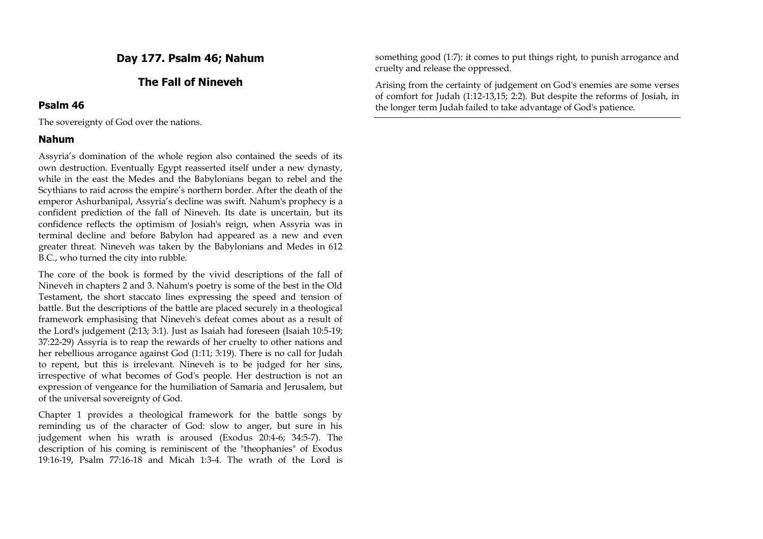# Day 177. Psalm 46; Nahum

## The Fall of Nineveh

### Psalm 46

The sovereignty of God over the nations.

### Nahum

Assyria's domination of the whole region also contained the seeds of its own destruction. Eventually Egypt reasserted itself under a new dynasty, while in the east the Medes and the Babylonians began to rebel and the Scythians to raid across the empire's northern border. After the death of the emperor Ashurbanipal, Assyria's decline was swift. Nahum's prophecy is a confident prediction of the fall of Nineveh. Its date is uncertain, but its confidence reflects the optimism of Josiah's reign, when Assyria was in terminal decline and before Babylon had appeared as a new and even greater threat. Nineveh was taken by the Babylonians and Medes in 612 B.C., who turned the city into rubble.

The core of the book is formed by the vivid descriptions of the fall of Nineveh in chapters 2 and 3. Nahum's poetry is some of the best in the Old Testament, the short staccato lines expressing the speed and tension of battle. But the descriptions of the battle are placed securely in a theological framework emphasising that Nineveh's defeat comes about as a result of the Lord's judgement (2:13; 3:1). Just as Isaiah had foreseen (Isaiah 10:5-19; 37:22-29) Assyria is to reap the rewards of her cruelty to other nations and her rebellious arrogance against God (1:11; 3:19). There is no call for Judah to repent, but this is irrelevant. Nineveh is to be judged for her sins, irrespective of what becomes of God's people. Her destruction is not an expression of vengeance for the humiliation of Samaria and Jerusalem, but of the universal sovereignty of God.

Chapter 1 provides a theological framework for the battle songs by reminding us of the character of God: slow to anger, but sure in his judgement when his wrath is aroused (Exodus 20:4-6; 34:5-7). The description of his coming is reminiscent of the "theophanies" of Exodus 19:16-19, Psalm 77:16-18 and Micah 1:3-4. The wrath of the Lord is something good (1:7): it comes to put things right, to punish arrogance and cruelty and release the oppressed.

Arising from the certainty of judgement on God's enemies are some verses of comfort for Judah (1:12-13,15; 2:2). But despite the reforms of Josiah, in the longer term Judah failed to take advantage of God's patience.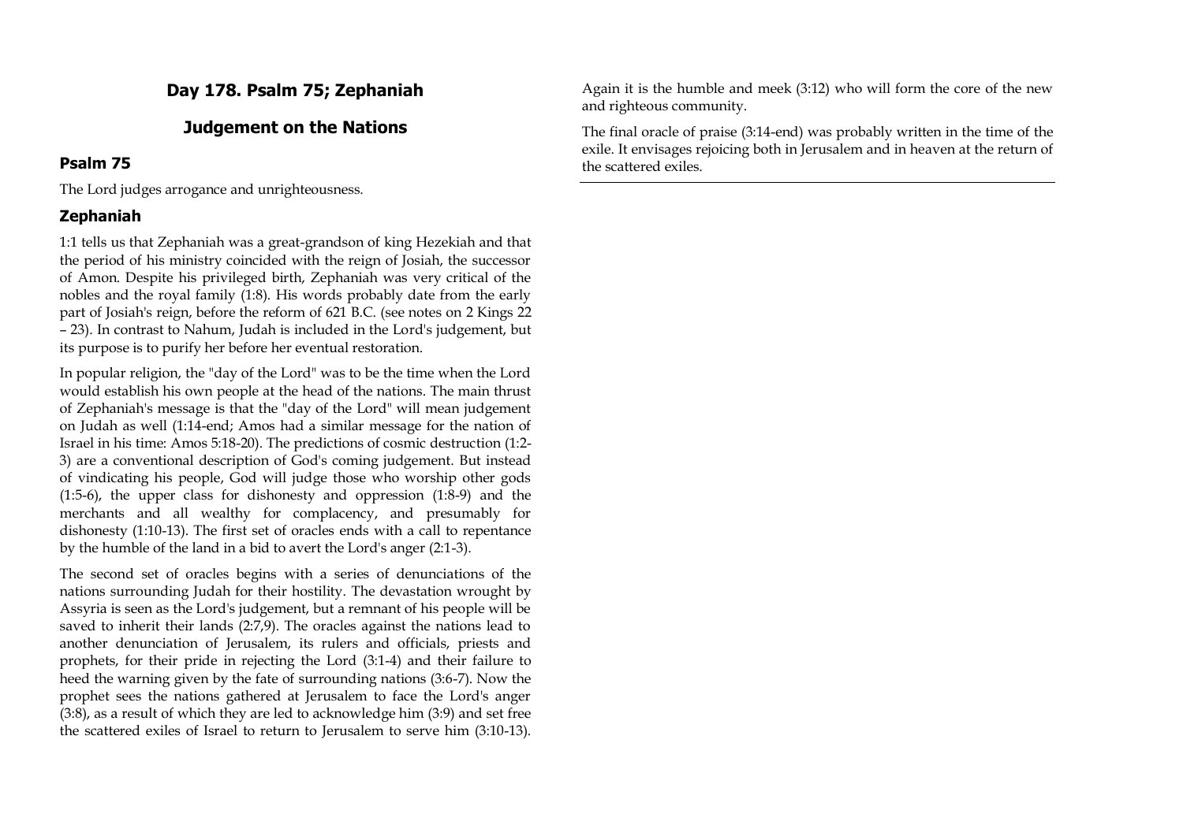## Day 178. Psalm 75; Zephaniah

## Judgement on the Nations

### Psalm 75

The Lord judges arrogance and unrighteousness.

### Zephaniah

1:1 tells us that Zephaniah was a great-grandson of king Hezekiah and that the period of his ministry coincided with the reign of Josiah, the successor of Amon. Despite his privileged birth, Zephaniah was very critical of the nobles and the royal family (1:8). His words probably date from the early part of Josiah's reign, before the reform of 621 B.C. (see notes on 2 Kings 22 – 23). In contrast to Nahum, Judah is included in the Lord's judgement, but its purpose is to purify her before her eventual restoration.

In popular religion, the "day of the Lord" was to be the time when the Lord would establish his own people at the head of the nations. The main thrust of Zephaniah's message is that the "day of the Lord" will mean judgement on Judah as well (1:14-end; Amos had a similar message for the nation of Israel in his time: Amos 5:18-20). The predictions of cosmic destruction (1:2-3) are a conventional description of God's coming judgement. But instead of vindicating his people, God will judge those who worship other gods (1:5-6), the upper class for dishonesty and oppression (1:8-9) and the merchants and all wealthy for complacency, and presumably for dishonesty (1:10-13). The first set of oracles ends with a call to repentance by the humble of the land in a bid to avert the Lord's anger (2:1-3).

The second set of oracles begins with a series of denunciations of the nations surrounding Judah for their hostility. The devastation wrought by Assyria is seen as the Lord's judgement, but a remnant of his people will be saved to inherit their lands (2:7,9). The oracles against the nations lead to another denunciation of Jerusalem, its rulers and officials, priests and prophets, for their pride in rejecting the Lord (3:1-4) and their failure to heed the warning given by the fate of surrounding nations (3:6-7). Now the prophet sees the nations gathered at Jerusalem to face the Lord's anger (3:8), as a result of which they are led to acknowledge him (3:9) and set free the scattered exiles of Israel to return to Jerusalem to serve him (3:10-13). Again it is the humble and meek (3:12) who will form the core of the new and righteous community.

The final oracle of praise (3:14-end) was probably written in the time of the exile. It envisages rejoicing both in Jerusalem and in heaven at the return of the scattered exiles.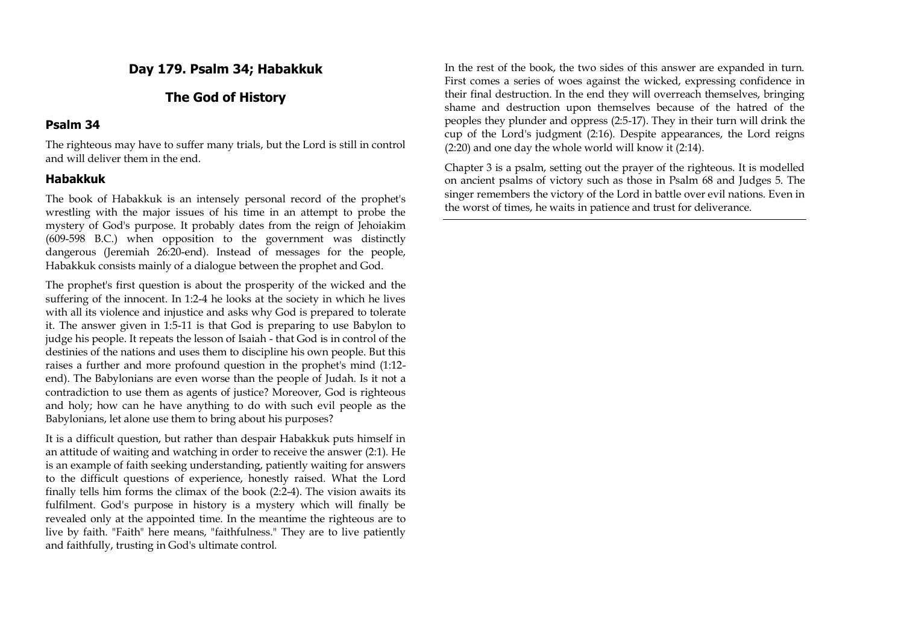## Day 179. Psalm 34; Habakkuk

## The God of History

### Psalm 34

The righteous may have to suffer many trials, but the Lord is still in control and will deliver them in the end.

### Habakkuk

The book of Habakkuk is an intensely personal record of the prophet's wrestling with the major issues of his time in an attempt to probe the mystery of God's purpose. It probably dates from the reign of Jehoiakim (609-598 B.C.) when opposition to the government was distinctly dangerous (Jeremiah 26:20-end). Instead of messages for the people, Habakkuk consists mainly of a dialogue between the prophet and God.

The prophet's first question is about the prosperity of the wicked and the suffering of the innocent. In 1:2-4 he looks at the society in which he lives with all its violence and injustice and asks why God is prepared to tolerate it. The answer given in 1:5-11 is that God is preparing to use Babylon to judge his people. It repeats the lesson of Isaiah - that God is in control of the destinies of the nations and uses them to discipline his own people. But this raises a further and more profound question in the prophet's mind (1:12-end). The Babylonians are even worse than the people of Judah. Is it not a contradiction to use them as agents of justice? Moreover, God is righteous and holy; how can he have anything to do with such evil people as the Babylonians, let alone use them to bring about his purposes?

It is a difficult question, but rather than despair Habakkuk puts himself in an attitude of waiting and watching in order to receive the answer (2:1). He is an example of faith seeking understanding, patiently waiting for answers to the difficult questions of experience, honestly raised. What the Lord finally tells him forms the climax of the book (2:2-4). The vision awaits its fulfilment. God's purpose in history is a mystery which will finally be revealed only at the appointed time. In the meantime the righteous are to live by faith. "Faith" here means, "faithfulness." They are to live patiently and faithfully, trusting in God's ultimate control.

In the rest of the book, the two sides of this answer are expanded in turn. First comes a series of woes against the wicked, expressing confidence in their final destruction. In the end they will overreach themselves, bringing shame and destruction upon themselves because of the hatred of the peoples they plunder and oppress (2:5-17). They in their turn will drink the cup of the Lord's judgment (2:16). Despite appearances, the Lord reigns (2:20) and one day the whole world will know it (2:14).

Chapter 3 is a psalm, setting out the prayer of the righteous. It is modelled on ancient psalms of victory such as those in Psalm 68 and Judges 5. The singer remembers the victory of the Lord in battle over evil nations. Even in the worst of times, he waits in patience and trust for deliverance.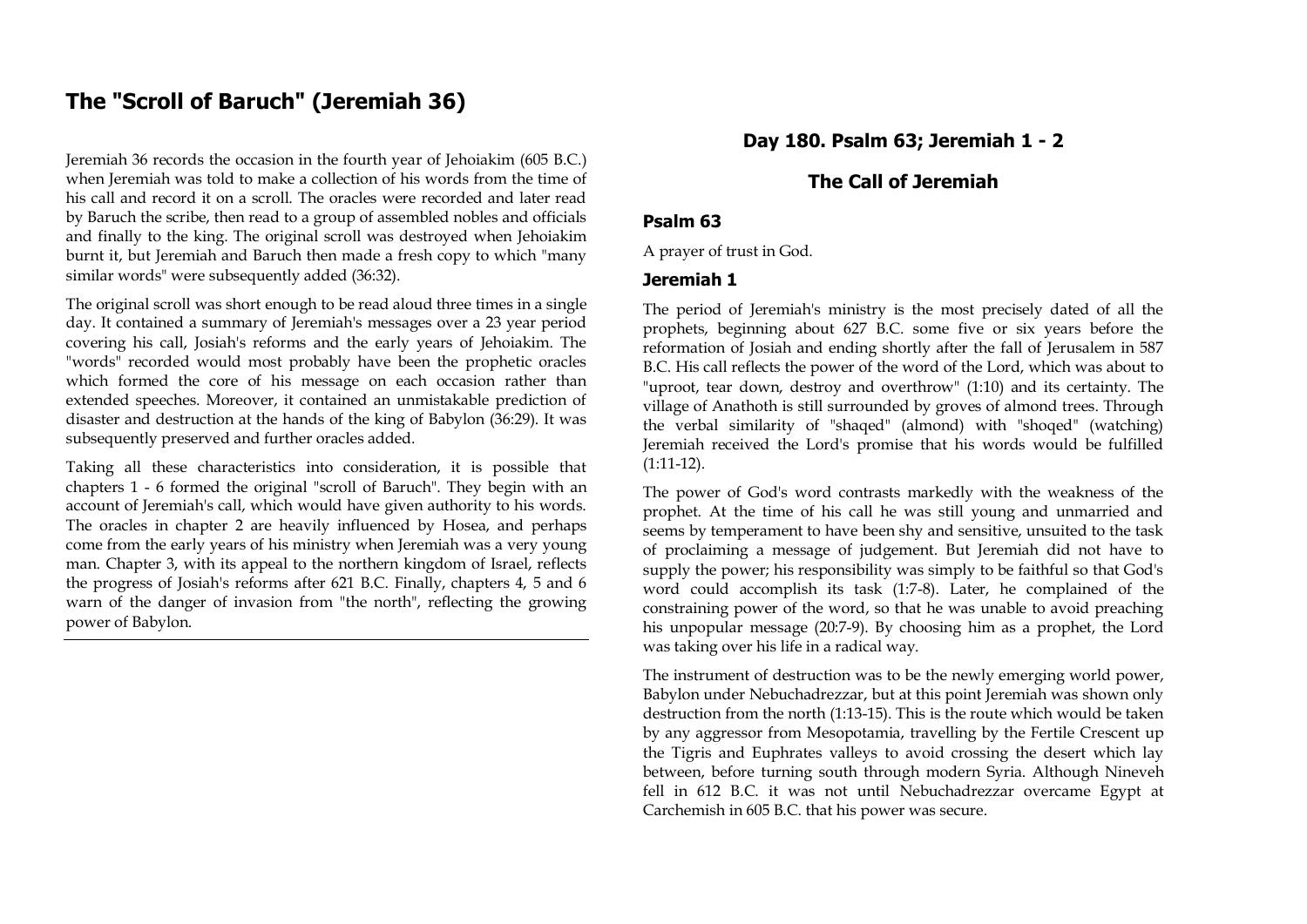## The "Scroll of Baruch" (Jeremiah 36)

Jeremiah 36 records the occasion in the fourth year of Jehoiakim (605 B.C.) when Jeremiah was told to make a collection of his words from the time of his call and record it on a scroll. The oracles were recorded and later read by Baruch the scribe, then read to a group of assembled nobles and officials and finally to the king. The original scroll was destroyed when Jehoiakim burnt it, but Jeremiah and Baruch then made a fresh copy to which "many similar words" were subsequently added (36:32).

The original scroll was short enough to be read aloud three times in a single day. It contained a summary of Jeremiah's messages over a 23 year period covering his call, Josiah's reforms and the early years of Jehoiakim. The "words" recorded would most probably have been the prophetic oracles which formed the core of his message on each occasion rather than extended speeches. Moreover, it contained an unmistakable prediction of disaster and destruction at the hands of the king of Babylon (36:29). It was subsequently preserved and further oracles added.

Taking all these characteristics into consideration, it is possible that chapters 1 - 6 formed the original "scroll of Baruch". They begin with an account of Jeremiah's call, which would have given authority to his words. The oracles in chapter 2 are heavily influenced by Hosea, and perhaps come from the early years of his ministry when Jeremiah was a very young man. Chapter 3, with its appeal to the northern kingdom of Israel, reflects the progress of Josiah's reforms after 621 B.C. Finally, chapters 4, 5 and 6 warn of the danger of invasion from "the north", reflecting the growing power of Babylon.

---

## Day 180. Psalm 63; Jeremiah 1 - 2

## The Call of Jeremiah

### Psalm 63

A prayer of trust in God.

### Jeremiah 1

The period of Jeremiah's ministry is the most precisely dated of all the prophets, beginning about 627 B.C. some five or six years before the reformation of Josiah and ending shortly after the fall of Jerusalem in 587 B.C. His call reflects the power of the word of the Lord, which was about to "uproot, tear down, destroy and overthrow" (1:10) and its certainty. The village of Anathoth is still surrounded by groves of almond trees. Through the verbal similarity of "shaqed" (almond) with "shoqed" (watching) Jeremiah received the Lord's promise that his words would be fulfilled (1:11-12).

The power of God's word contrasts markedly with the weakness of the prophet. At the time of his call he was still young and unmarried and seems by temperament to have been shy and sensitive, unsuited to the task of proclaiming a message of judgement. But Jeremiah did not have to supply the power; his responsibility was simply to be faithful so that God's word could accomplish its task (1:7-8). Later, he complained of the constraining power of the word, so that he was unable to avoid preaching his unpopular message (20:7-9). By choosing him as a prophet, the Lord was taking over his life in a radical way.

The instrument of destruction was to be the newly emerging world power, Babylon under Nebuchadrezzar, but at this point Jeremiah was shown only destruction from the north (1:13-15). This is the route which would be taken by any aggressor from Mesopotamia, travelling by the Fertile Crescent up the Tigris and Euphrates valleys to avoid crossing the desert which lay between, before turning south through modern Syria. Although Nineveh fell in 612 B.C. it was not until Nebuchadrezzar overcame Egypt at Carchemish in 605 B.C. that his power was secure.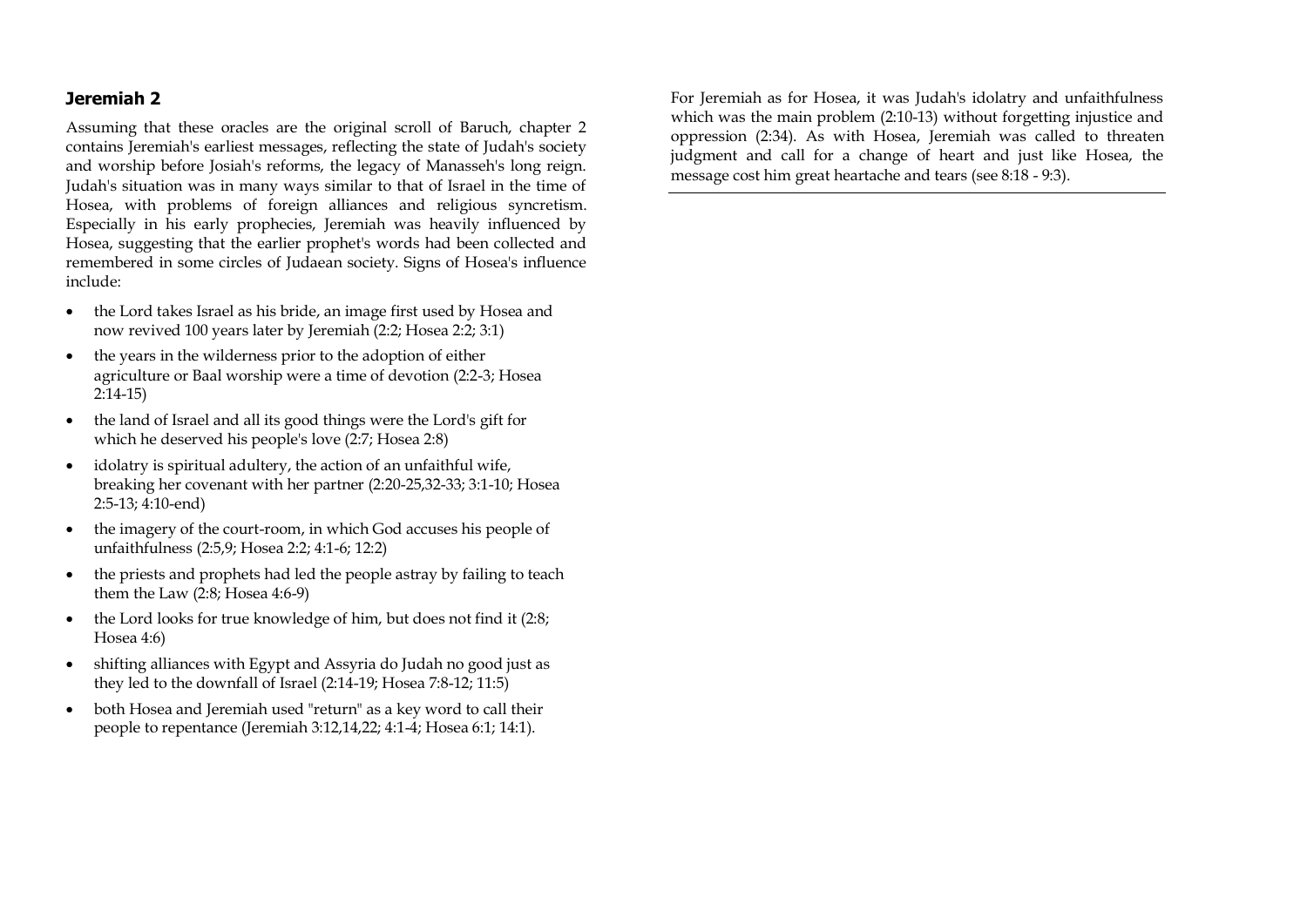## Jeremiah 2

Assuming that these oracles are the original scroll of Baruch, chapter 2 contains Jeremiah's earliest messages, reflecting the state of Judah's society and worship before Josiah's reforms, the legacy of Manasseh's long reign. Judah's situation was in many ways similar to that of Israel in the time of Hosea, with problems of foreign alliances and religious syncretism. Especially in his early prophecies, Jeremiah was heavily influenced by Hosea, suggesting that the earlier prophet's words had been collected and remembered in some circles of Judaean society. Signs of Hosea's influence include:

- the Lord takes Israel as his bride, an image first used by Hosea and now revived 100 years later by Jeremiah (2:2; Hosea 2:2; 3:1)
- the years in the wilderness prior to the adoption of either agriculture or Baal worship were a time of devotion (2:2-3; Hosea 2:14-15)
- the land of Israel and all its good things were the Lord's gift for which he deserved his people's love (2:7; Hosea 2:8)
- idolatry is spiritual adultery, the action of an unfaithful wife, breaking her covenant with her partner (2:20-25,32-33; 3:1-10; Hosea 2:5-13; 4:10-end)
- the imagery of the court-room, in which God accuses his people of unfaithfulness (2:5,9; Hosea 2:2; 4:1-6; 12:2)
- the priests and prophets had led the people astray by failing to teach them the Law (2:8; Hosea 4:6-9)
- the Lord looks for true knowledge of him, but does not find it (2:8; Hosea 4:6)
- shifting alliances with Egypt and Assyria do Judah no good just as they led to the downfall of Israel (2:14-19; Hosea 7:8-12; 11:5)
- both Hosea and Jeremiah used "return" as a key word to call their people to repentance (Jeremiah 3:12,14,22; 4:1-4; Hosea 6:1; 14:1).

For Jeremiah as for Hosea, it was Judah's idolatry and unfaithfulness which was the main problem (2:10-13) without forgetting injustice and oppression (2:34). As with Hosea, Jeremiah was called to threaten judgment and call for a change of heart and just like Hosea, the message cost him great heartache and tears (see 8:18 - 9:3).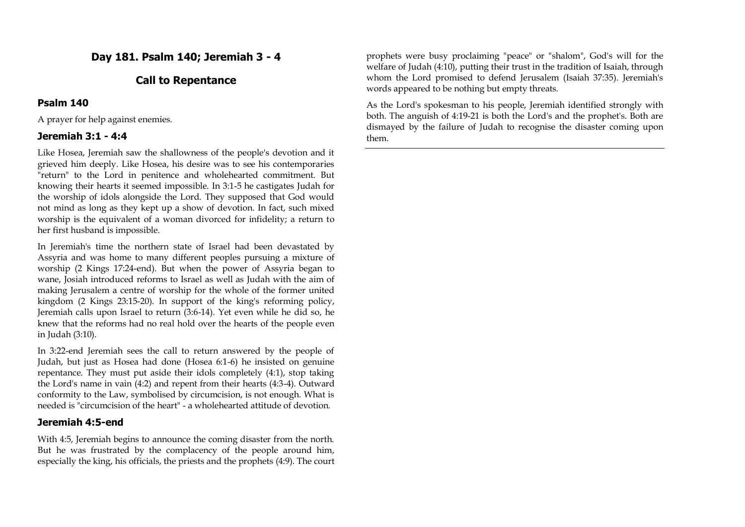## Day 181. Psalm 140; Jeremiah 3 - 4

## Call to Repentance

### Psalm 140

A prayer for help against enemies.

### Jeremiah 3:1 - 4:4

Like Hosea, Jeremiah saw the shallowness of the people's devotion and it grieved him deeply. Like Hosea, his desire was to see his contemporaries "return" to the Lord in penitence and wholehearted commitment. But knowing their hearts it seemed impossible. In 3:1-5 he castigates Judah for the worship of idols alongside the Lord. They supposed that God would not mind as long as they kept up a show of devotion. In fact, such mixed worship is the equivalent of a woman divorced for infidelity; a return to her first husband is impossible.

In Jeremiah's time the northern state of Israel had been devastated by Assyria and was home to many different peoples pursuing a mixture of worship (2 Kings 17:24-end). But when the power of Assyria began to wane, Josiah introduced reforms to Israel as well as Judah with the aim of making Jerusalem a centre of worship for the whole of the former united kingdom (2 Kings 23:15-20). In support of the king's reforming policy, Jeremiah calls upon Israel to return (3:6-14). Yet even while he did so, he knew that the reforms had no real hold over the hearts of the people even in Judah (3:10).

In 3:22-end Jeremiah sees the call to return answered by the people of Judah, but just as Hosea had done (Hosea 6:1-6) he insisted on genuine repentance. They must put aside their idols completely (4:1), stop taking the Lord's name in vain (4:2) and repent from their hearts (4:3-4). Outward conformity to the Law, symbolised by circumcision, is not enough. What is needed is "circumcision of the heart" - a wholehearted attitude of devotion.

### Jeremiah 4:5-end

With 4:5, Jeremiah begins to announce the coming disaster from the north. But he was frustrated by the complacency of the people around him, especially the king, his officials, the priests and the prophets (4:9). The court prophets were busy proclaiming "peace" or "shalom", God's will for the welfare of Judah (4:10), putting their trust in the tradition of Isaiah, through whom the Lord promised to defend Jerusalem (Isaiah 37:35). Jeremiah's words appeared to be nothing but empty threats.

As the Lord's spokesman to his people, Jeremiah identified strongly with both. The anguish of 4:19-21 is both the Lord's and the prophet's. Both are dismayed by the failure of Judah to recognise the disaster coming upon them.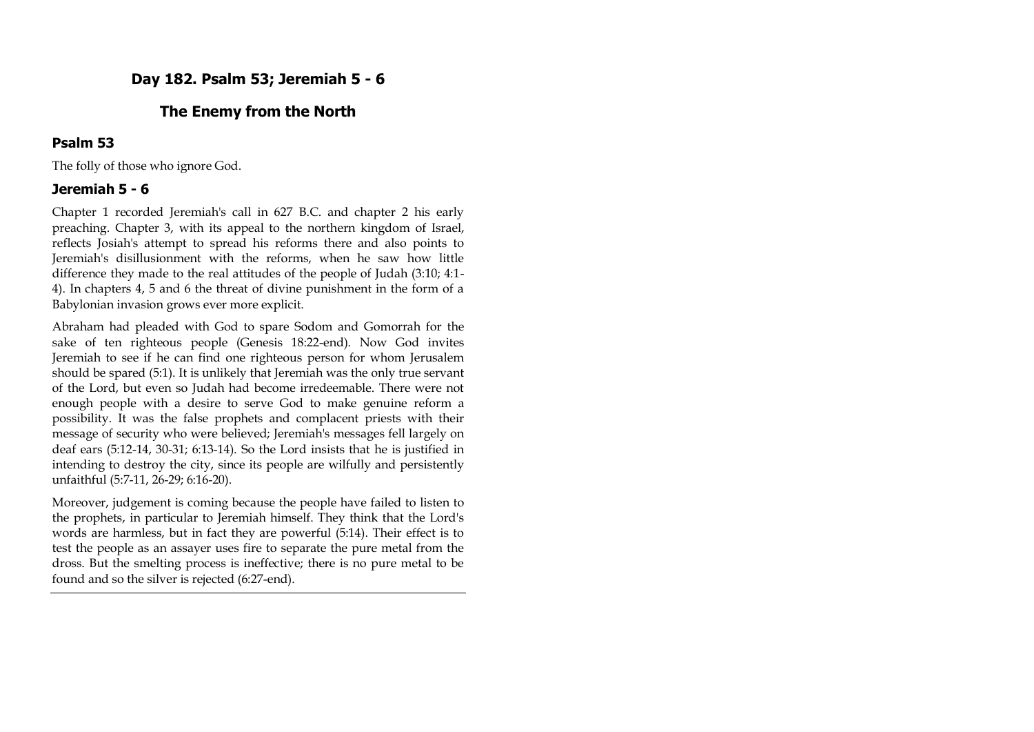## Day 182. Psalm 53; Jeremiah 5 - 6

## The Enemy from the North

### Psalm 53

The folly of those who ignore God.

### Jeremiah 5 - 6

Chapter 1 recorded Jeremiah's call in 627 B.C. and chapter 2 his early preaching. Chapter 3, with its appeal to the northern kingdom of Israel, reflects Josiah's attempt to spread his reforms there and also points to Jeremiah's disillusionment with the reforms, when he saw how little difference they made to the real attitudes of the people of Judah (3:10; 4:1-4). In chapters 4, 5 and 6 the threat of divine punishment in the form of a Babylonian invasion grows ever more explicit.

Abraham had pleaded with God to spare Sodom and Gomorrah for the sake of ten righteous people (Genesis 18:22-end). Now God invites Jeremiah to see if he can find one righteous person for whom Jerusalem should be spared (5:1). It is unlikely that Jeremiah was the only true servant of the Lord, but even so Judah had become irredeemable. There were not enough people with a desire to serve God to make genuine reform a possibility. It was the false prophets and complacent priests with their message of security who were believed; Jeremiah's messages fell largely on deaf ears (5:12-14, 30-31; 6:13-14). So the Lord insists that he is justified in intending to destroy the city, since its people are wilfully and persistently unfaithful (5:7-11, 26-29; 6:16-20).

Moreover, judgement is coming because the people have failed to listen to the prophets, in particular to Jeremiah himself. They think that the Lord's words are harmless, but in fact they are powerful (5:14). Their effect is to test the people as an assayer uses fire to separate the pure metal from the dross. But the smelting process is ineffective; there is no pure metal to be found and so the silver is rejected (6:27-end).